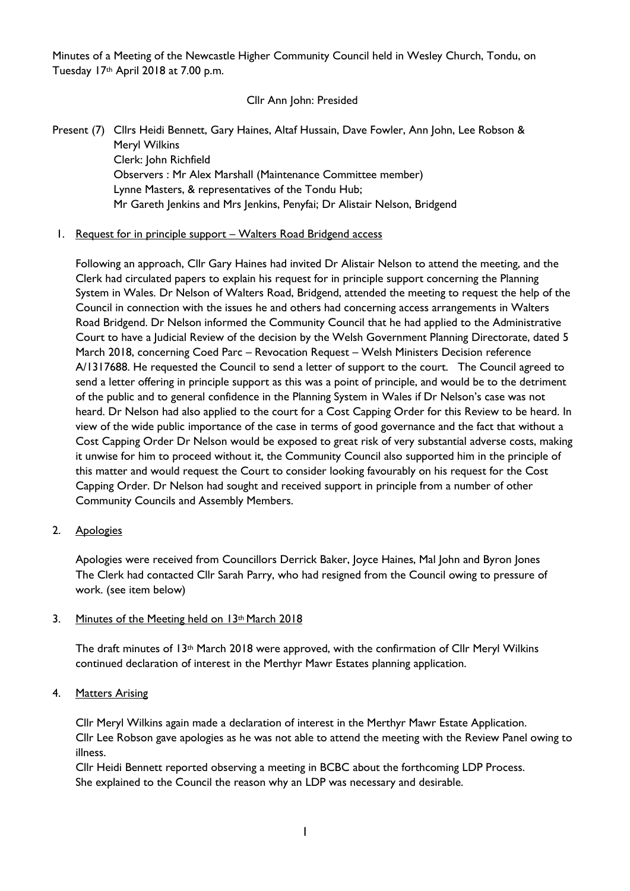Minutes of a Meeting of the Newcastle Higher Community Council held in Wesley Church, Tondu, on Tuesday 17th April 2018 at 7.00 p.m.

Cllr Ann John: Presided

Present (7) Cllrs Heidi Bennett, Gary Haines, Altaf Hussain, Dave Fowler, Ann John, Lee Robson & Meryl Wilkins
Clerk: John Richfield
Observers : Mr Alex Marshall (Maintenance Committee member)
Lynne Masters, & representatives of the Tondu Hub;
Mr Gareth Jenkins and Mrs Jenkins, Penyfai; Dr Alistair Nelson, Bridgend

1. Request for in principle support – Walters Road Bridgend access

   Following an approach, Cllr Gary Haines had invited Dr Alistair Nelson to attend the meeting, and the Clerk had circulated papers to explain his request for in principle support concerning the Planning System in Wales. Dr Nelson of Walters Road, Bridgend, attended the meeting to request the help of the Council in connection with the issues he and others had concerning access arrangements in Walters Road Bridgend. Dr Nelson informed the Community Council that he had applied to the Administrative Court to have a Judicial Review of the decision by the Welsh Government Planning Directorate, dated 5 March 2018, concerning Coed Parc – Revocation Request – Welsh Ministers Decision reference A/1317688. He requested the Council to send a letter of support to the court. The Council agreed to send a letter offering in principle support as this was a point of principle, and would be to the detriment of the public and to general confidence in the Planning System in Wales if Dr Nelson's case was not heard. Dr Nelson had also applied to the court for a Cost Capping Order for this Review to be heard. In view of the wide public importance of the case in terms of good governance and the fact that without a Cost Capping Order Dr Nelson would be exposed to great risk of very substantial adverse costs, making it unwise for him to proceed without it, the Community Council also supported him in the principle of this matter and would request the Court to consider looking favourably on his request for the Cost Capping Order. Dr Nelson had sought and received support in principle from a number of other Community Councils and Assembly Members.

2. Apologies

   Apologies were received from Councillors Derrick Baker, Joyce Haines, Mal John and Byron Jones
   The Clerk had contacted Cllr Sarah Parry, who had resigned from the Council owing to pressure of work. (see item below)

3. Minutes of the Meeting held on 13th March 2018

   The draft minutes of 13th March 2018 were approved, with the confirmation of Cllr Meryl Wilkins continued declaration of interest in the Merthyr Mawr Estates planning application.

4. Matters Arising

   Cllr Meryl Wilkins again made a declaration of interest in the Merthyr Mawr Estate Application.
   Cllr Lee Robson gave apologies as he was not able to attend the meeting with the Review Panel owing to illness.
   Cllr Heidi Bennett reported observing a meeting in BCBC about the forthcoming LDP Process.
   She explained to the Council the reason why an LDP was necessary and desirable.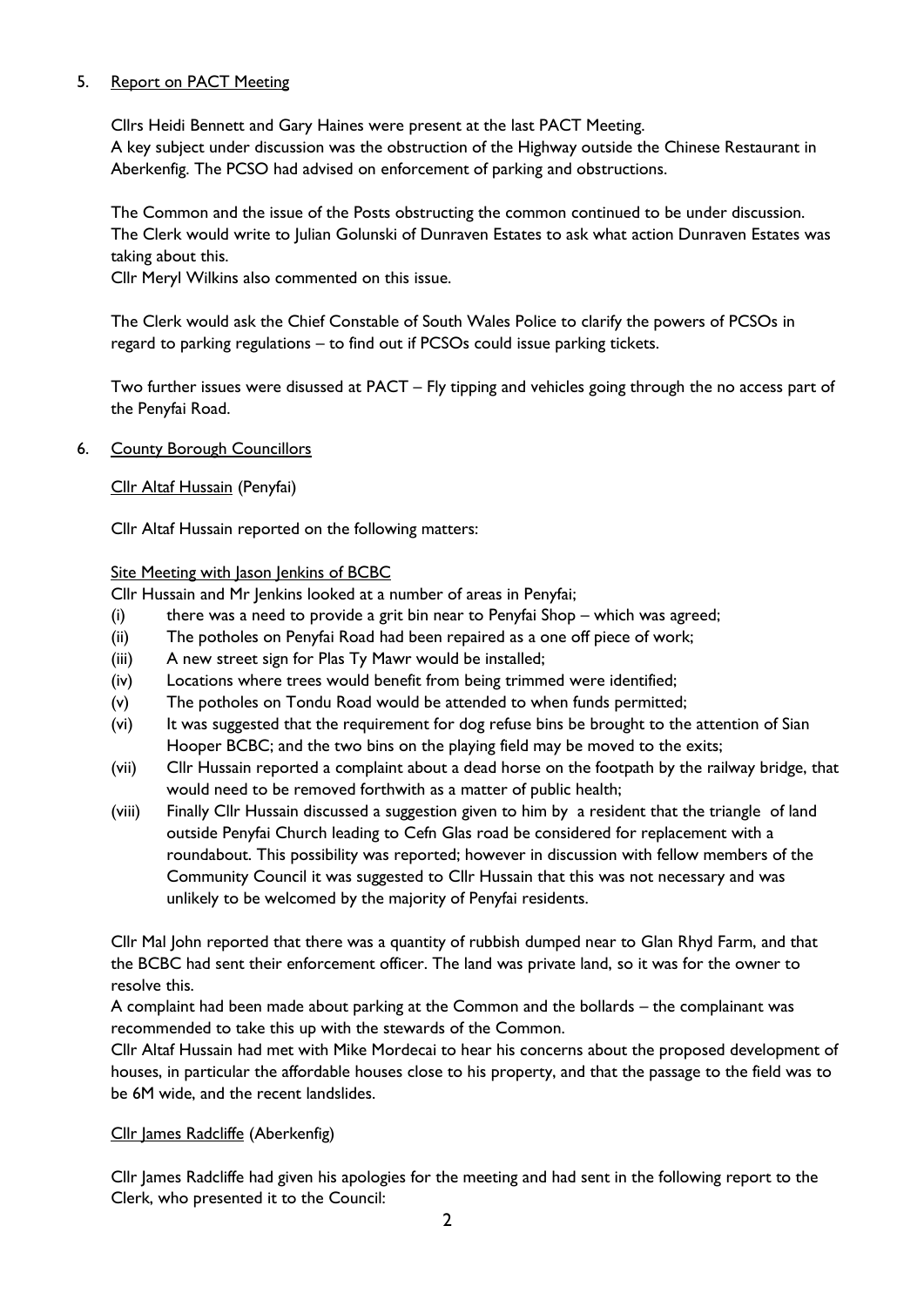5. <u>Report on PACT Meeting</u>

Cllrs Heidi Bennett and Gary Haines were present at the last PACT Meeting.
A key subject under discussion was the obstruction of the Highway outside the Chinese Restaurant in Aberkenfig. The PCSO had advised on enforcement of parking and obstructions.

The Common and the issue of the Posts obstructing the common continued to be under discussion. The Clerk would write to Julian Golunski of Dunraven Estates to ask what action Dunraven Estates was taking about this.
Cllr Meryl Wilkins also commented on this issue.

The Clerk would ask the Chief Constable of South Wales Police to clarify the powers of PCSOs in regard to parking regulations – to find out if PCSOs could issue parking tickets.

Two further issues were disussed at PACT – Fly tipping and vehicles going through the no access part of the Penyfai Road.

6. <u>County Borough Councillors</u>

<u>Cllr Altaf Hussain</u> (Penyfai)

Cllr Altaf Hussain reported on the following matters:

<u>Site Meeting with Jason Jenkins of BCBC</u>

Cllr Hussain and Mr Jenkins looked at a number of areas in Penyfai;

(i) there was a need to provide a grit bin near to Penyfai Shop – which was agreed;
(ii) The potholes on Penyfai Road had been repaired as a one off piece of work;
(iii) A new street sign for Plas Ty Mawr would be installed;
(iv) Locations where trees would benefit from being trimmed were identified;
(v) The potholes on Tondu Road would be attended to when funds permitted;
(vi) It was suggested that the requirement for dog refuse bins be brought to the attention of Sian Hooper BCBC; and the two bins on the playing field may be moved to the exits;
(vii) Cllr Hussain reported a complaint about a dead horse on the footpath by the railway bridge, that would need to be removed forthwith as a matter of public health;
(viii) Finally Cllr Hussain discussed a suggestion given to him by a resident that the triangle of land outside Penyfai Church leading to Cefn Glas road be considered for replacement with a roundabout. This possibility was reported; however in discussion with fellow members of the Community Council it was suggested to Cllr Hussain that this was not necessary and was unlikely to be welcomed by the majority of Penyfai residents.

Cllr Mal John reported that there was a quantity of rubbish dumped near to Glan Rhyd Farm, and that the BCBC had sent their enforcement officer. The land was private land, so it was for the owner to resolve this.
A complaint had been made about parking at the Common and the bollards – the complainant was recommended to take this up with the stewards of the Common.
Cllr Altaf Hussain had met with Mike Mordecai to hear his concerns about the proposed development of houses, in particular the affordable houses close to his property, and that the passage to the field was to be 6M wide, and the recent landslides.

<u>Cllr James Radcliffe</u> (Aberkenfig)

Cllr James Radcliffe had given his apologies for the meeting and had sent in the following report to the Clerk, who presented it to the Council: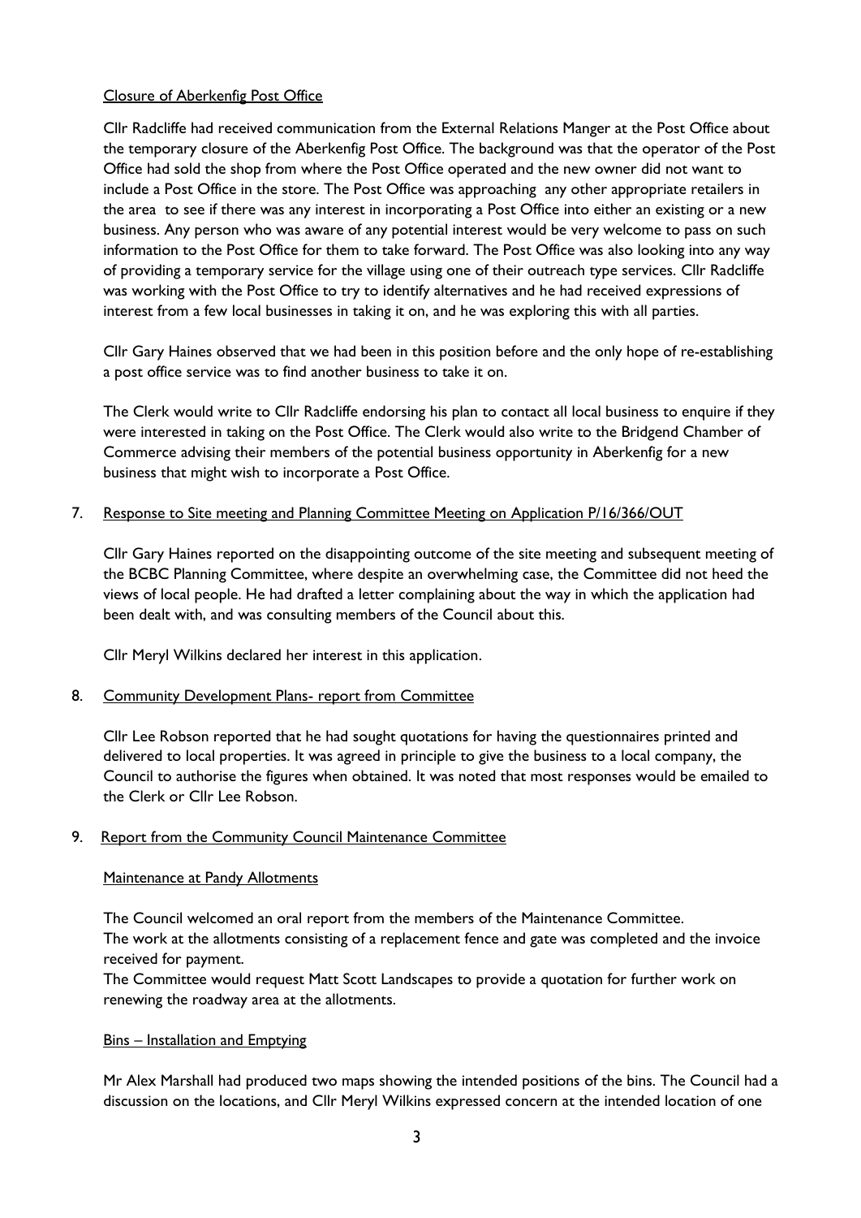Closure of Aberkenfig Post Office

Cllr Radcliffe had received communication from the External Relations Manger at the Post Office about the temporary closure of the Aberkenfig Post Office. The background was that the operator of the Post Office had sold the shop from where the Post Office operated and the new owner did not want to include a Post Office in the store. The Post Office was approaching any other appropriate retailers in the area to see if there was any interest in incorporating a Post Office into either an existing or a new business. Any person who was aware of any potential interest would be very welcome to pass on such information to the Post Office for them to take forward. The Post Office was also looking into any way of providing a temporary service for the village using one of their outreach type services. Cllr Radcliffe was working with the Post Office to try to identify alternatives and he had received expressions of interest from a few local businesses in taking it on, and he was exploring this with all parties.

Cllr Gary Haines observed that we had been in this position before and the only hope of re-establishing a post office service was to find another business to take it on.

The Clerk would write to Cllr Radcliffe endorsing his plan to contact all local business to enquire if they were interested in taking on the Post Office. The Clerk would also write to the Bridgend Chamber of Commerce advising their members of the potential business opportunity in Aberkenfig for a new business that might wish to incorporate a Post Office.

7. Response to Site meeting and Planning Committee Meeting on Application P/16/366/OUT

   Cllr Gary Haines reported on the disappointing outcome of the site meeting and subsequent meeting of the BCBC Planning Committee, where despite an overwhelming case, the Committee did not heed the views of local people. He had drafted a letter complaining about the way in which the application had been dealt with, and was consulting members of the Council about this.

   Cllr Meryl Wilkins declared her interest in this application.

8. Community Development Plans- report from Committee

   Cllr Lee Robson reported that he had sought quotations for having the questionnaires printed and delivered to local properties. It was agreed in principle to give the business to a local company, the Council to authorise the figures when obtained. It was noted that most responses would be emailed to the Clerk or Cllr Lee Robson.

9. Report from the Community Council Maintenance Committee

   Maintenance at Pandy Allotments

   The Council welcomed an oral report from the members of the Maintenance Committee.
   The work at the allotments consisting of a replacement fence and gate was completed and the invoice received for payment.
   The Committee would request Matt Scott Landscapes to provide a quotation for further work on renewing the roadway area at the allotments.

   Bins – Installation and Emptying

   Mr Alex Marshall had produced two maps showing the intended positions of the bins. The Council had a discussion on the locations, and Cllr Meryl Wilkins expressed concern at the intended location of one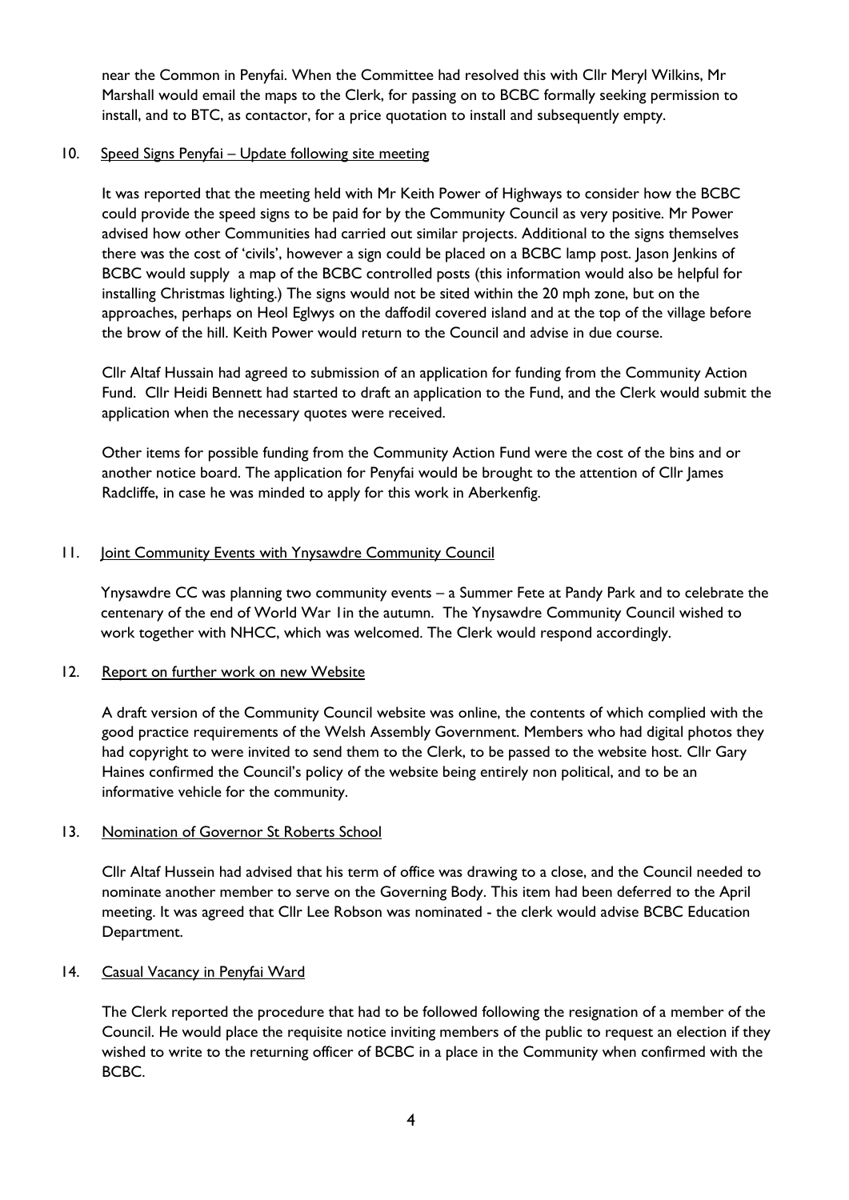near the Common in Penyfai. When the Committee had resolved this with Cllr Meryl Wilkins, Mr Marshall would email the maps to the Clerk, for passing on to BCBC formally seeking permission to install, and to BTC, as contactor, for a price quotation to install and subsequently empty.

10. Speed Signs Penyfai – Update following site meeting

It was reported that the meeting held with Mr Keith Power of Highways to consider how the BCBC could provide the speed signs to be paid for by the Community Council as very positive. Mr Power advised how other Communities had carried out similar projects. Additional to the signs themselves there was the cost of 'civils', however a sign could be placed on a BCBC lamp post. Jason Jenkins of BCBC would supply a map of the BCBC controlled posts (this information would also be helpful for installing Christmas lighting.) The signs would not be sited within the 20 mph zone, but on the approaches, perhaps on Heol Eglwys on the daffodil covered island and at the top of the village before the brow of the hill. Keith Power would return to the Council and advise in due course.

Cllr Altaf Hussain had agreed to submission of an application for funding from the Community Action Fund. Cllr Heidi Bennett had started to draft an application to the Fund, and the Clerk would submit the application when the necessary quotes were received.

Other items for possible funding from the Community Action Fund were the cost of the bins and or another notice board. The application for Penyfai would be brought to the attention of Cllr James Radcliffe, in case he was minded to apply for this work in Aberkenfig.

11. Joint Community Events with Ynysawdre Community Council

Ynysawdre CC was planning two community events – a Summer Fete at Pandy Park and to celebrate the centenary of the end of World War 1in the autumn. The Ynysawdre Community Council wished to work together with NHCC, which was welcomed. The Clerk would respond accordingly.

12. Report on further work on new Website

A draft version of the Community Council website was online, the contents of which complied with the good practice requirements of the Welsh Assembly Government. Members who had digital photos they had copyright to were invited to send them to the Clerk, to be passed to the website host. Cllr Gary Haines confirmed the Council's policy of the website being entirely non political, and to be an informative vehicle for the community.

13. Nomination of Governor St Roberts School

Cllr Altaf Hussein had advised that his term of office was drawing to a close, and the Council needed to nominate another member to serve on the Governing Body. This item had been deferred to the April meeting. It was agreed that Cllr Lee Robson was nominated - the clerk would advise BCBC Education Department.

14. Casual Vacancy in Penyfai Ward

The Clerk reported the procedure that had to be followed following the resignation of a member of the Council. He would place the requisite notice inviting members of the public to request an election if they wished to write to the returning officer of BCBC in a place in the Community when confirmed with the BCBC.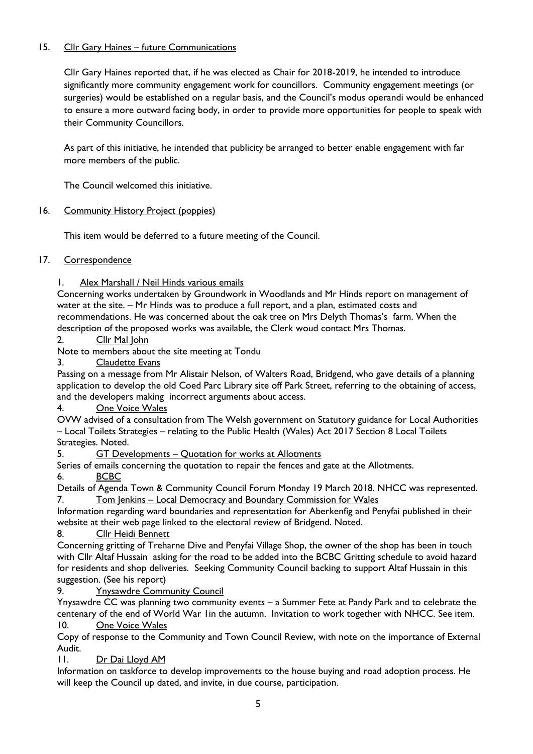15. Cllr Gary Haines – future Communications

Cllr Gary Haines reported that, if he was elected as Chair for 2018-2019, he intended to introduce significantly more community engagement work for councillors. Community engagement meetings (or surgeries) would be established on a regular basis, and the Council's modus operandi would be enhanced to ensure a more outward facing body, in order to provide more opportunities for people to speak with their Community Councillors.

As part of this initiative, he intended that publicity be arranged to better enable engagement with far more members of the public.

The Council welcomed this initiative.

16. Community History Project (poppies)

This item would be deferred to a future meeting of the Council.

17. Correspondence

1. Alex Marshall / Neil Hinds various emails

Concerning works undertaken by Groundwork in Woodlands and Mr Hinds report on management of water at the site. – Mr Hinds was to produce a full report, and a plan, estimated costs and recommendations. He was concerned about the oak tree on Mrs Delyth Thomas's farm. When the description of the proposed works was available, the Clerk woud contact Mrs Thomas.

2. Cllr Mal John

Note to members about the site meeting at Tondu

3. Claudette Evans

Passing on a message from Mr Alistair Nelson, of Walters Road, Bridgend, who gave details of a planning application to develop the old Coed Parc Library site off Park Street, referring to the obtaining of access, and the developers making incorrect arguments about access.

4. One Voice Wales

OVW advised of a consultation from The Welsh government on Statutory guidance for Local Authorities – Local Toilets Strategies – relating to the Public Health (Wales) Act 2017 Section 8 Local Toilets Strategies. Noted.

5. GT Developments – Quotation for works at Allotments

Series of emails concerning the quotation to repair the fences and gate at the Allotments.

6. BCBC

Details of Agenda Town & Community Council Forum Monday 19 March 2018. NHCC was represented.

7. Tom Jenkins – Local Democracy and Boundary Commission for Wales

Information regarding ward boundaries and representation for Aberkenfig and Penyfai published in their website at their web page linked to the electoral review of Bridgend. Noted.

8. Cllr Heidi Bennett

Concerning gritting of Treharne Dive and Penyfai Village Shop, the owner of the shop has been in touch with Cllr Altaf Hussain asking for the road to be added into the BCBC Gritting schedule to avoid hazard for residents and shop deliveries. Seeking Community Council backing to support Altaf Hussain in this suggestion. (See his report)

9. Ynysawdre Community Council

Ynysawdre CC was planning two community events – a Summer Fete at Pandy Park and to celebrate the centenary of the end of World War 1in the autumn. Invitation to work together with NHCC. See item.

10. One Voice Wales

Copy of response to the Community and Town Council Review, with note on the importance of External Audit.

11. Dr Dai Lloyd AM

Information on taskforce to develop improvements to the house buying and road adoption process. He will keep the Council up dated, and invite, in due course, participation.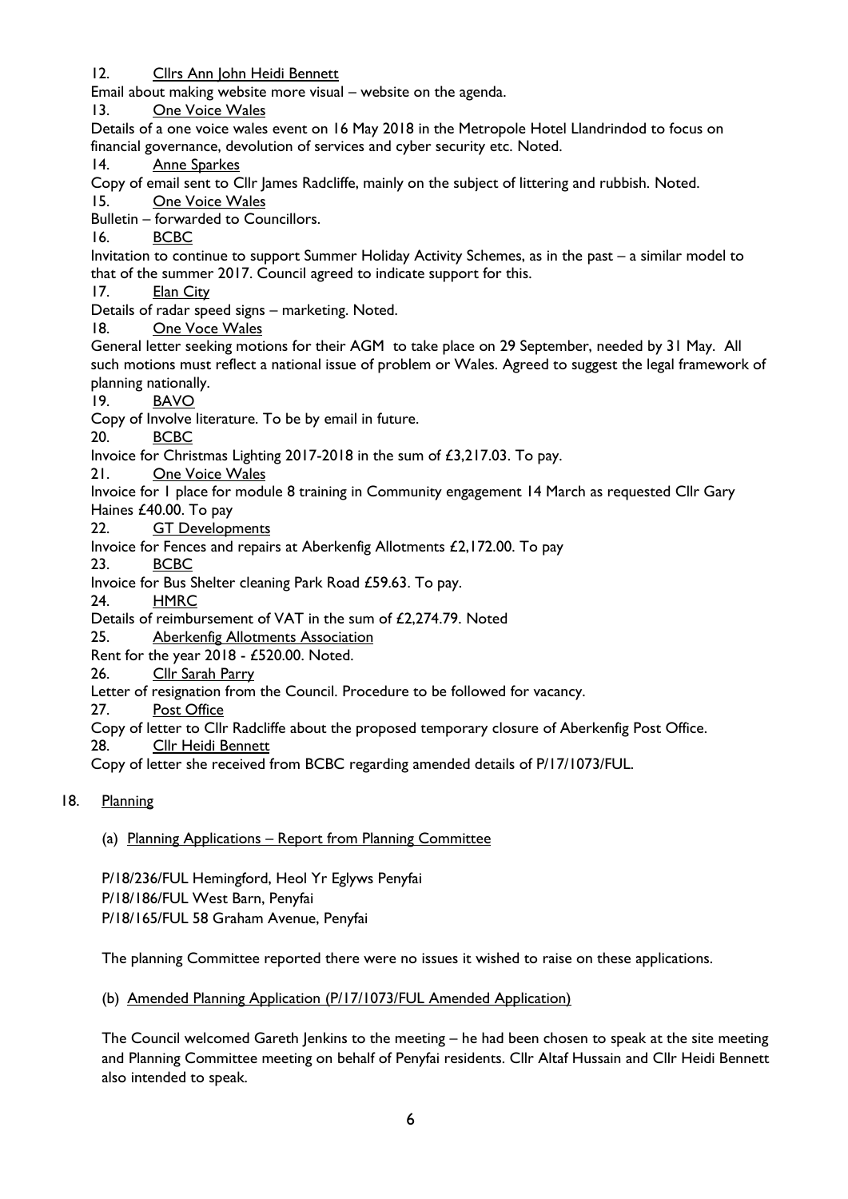12. Cllrs Ann John Heidi Bennett

Email about making website more visual – website on the agenda.

13. One Voice Wales

Details of a one voice wales event on 16 May 2018 in the Metropole Hotel Llandrindod to focus on financial governance, devolution of services and cyber security etc. Noted.

14. Anne Sparkes

Copy of email sent to Cllr James Radcliffe, mainly on the subject of littering and rubbish. Noted.

15. One Voice Wales

Bulletin – forwarded to Councillors.

16. BCBC

Invitation to continue to support Summer Holiday Activity Schemes, as in the past – a similar model to that of the summer 2017. Council agreed to indicate support for this.

17. Elan City

Details of radar speed signs – marketing. Noted.

18. One Voce Wales

General letter seeking motions for their AGM to take place on 29 September, needed by 31 May. All such motions must reflect a national issue of problem or Wales. Agreed to suggest the legal framework of planning nationally.

19. BAVO

Copy of Involve literature. To be by email in future.

20. BCBC

Invoice for Christmas Lighting 2017-2018 in the sum of £3,217.03. To pay.

21. One Voice Wales

Invoice for 1 place for module 8 training in Community engagement 14 March as requested Cllr Gary Haines £40.00. To pay

22. GT Developments

Invoice for Fences and repairs at Aberkenfig Allotments £2,172.00. To pay

23. BCBC

Invoice for Bus Shelter cleaning Park Road £59.63. To pay.

24. HMRC

Details of reimbursement of VAT in the sum of £2,274.79. Noted

25. Aberkenfig Allotments Association

Rent for the year 2018 - £520.00. Noted.

26. Cllr Sarah Parry

Letter of resignation from the Council. Procedure to be followed for vacancy.

27. Post Office

Copy of letter to Cllr Radcliffe about the proposed temporary closure of Aberkenfig Post Office.

28. Cllr Heidi Bennett

Copy of letter she received from BCBC regarding amended details of P/17/1073/FUL.

## 18. Planning

(a) Planning Applications – Report from Planning Committee

P/18/236/FUL Hemingford, Heol Yr Eglyws Penyfai
P/18/186/FUL West Barn, Penyfai
P/18/165/FUL 58 Graham Avenue, Penyfai

The planning Committee reported there were no issues it wished to raise on these applications.

(b) Amended Planning Application (P/17/1073/FUL Amended Application)

The Council welcomed Gareth Jenkins to the meeting – he had been chosen to speak at the site meeting and Planning Committee meeting on behalf of Penyfai residents. Cllr Altaf Hussain and Cllr Heidi Bennett also intended to speak.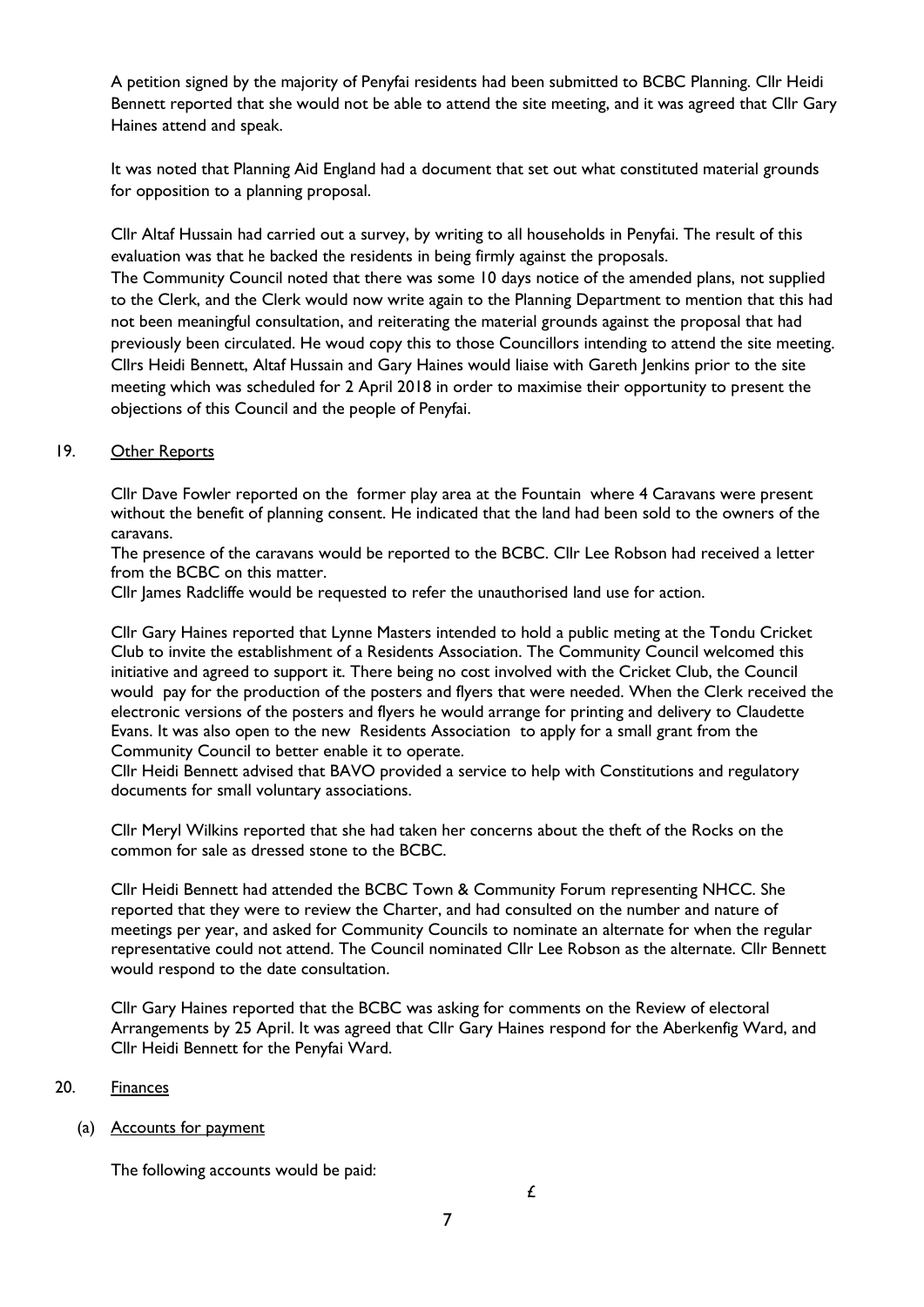A petition signed by the majority of Penyfai residents had been submitted to BCBC Planning. Cllr Heidi Bennett reported that she would not be able to attend the site meeting, and it was agreed that Cllr Gary Haines attend and speak.

It was noted that Planning Aid England had a document that set out what constituted material grounds for opposition to a planning proposal.

Cllr Altaf Hussain had carried out a survey, by writing to all households in Penyfai. The result of this evaluation was that he backed the residents in being firmly against the proposals.
The Community Council noted that there was some 10 days notice of the amended plans, not supplied to the Clerk, and the Clerk would now write again to the Planning Department to mention that this had not been meaningful consultation, and reiterating the material grounds against the proposal that had previously been circulated. He woud copy this to those Councillors intending to attend the site meeting. Cllrs Heidi Bennett, Altaf Hussain and Gary Haines would liaise with Gareth Jenkins prior to the site meeting which was scheduled for 2 April 2018 in order to maximise their opportunity to present the objections of this Council and the people of Penyfai.

## 19. Other Reports

Cllr Dave Fowler reported on the former play area at the Fountain where 4 Caravans were present without the benefit of planning consent. He indicated that the land had been sold to the owners of the caravans.
The presence of the caravans would be reported to the BCBC. Cllr Lee Robson had received a letter from the BCBC on this matter.
Cllr James Radcliffe would be requested to refer the unauthorised land use for action.

Cllr Gary Haines reported that Lynne Masters intended to hold a public meting at the Tondu Cricket Club to invite the establishment of a Residents Association. The Community Council welcomed this initiative and agreed to support it. There being no cost involved with the Cricket Club, the Council would pay for the production of the posters and flyers that were needed. When the Clerk received the electronic versions of the posters and flyers he would arrange for printing and delivery to Claudette Evans. It was also open to the new Residents Association to apply for a small grant from the Community Council to better enable it to operate.
Cllr Heidi Bennett advised that BAVO provided a service to help with Constitutions and regulatory documents for small voluntary associations.

Cllr Meryl Wilkins reported that she had taken her concerns about the theft of the Rocks on the common for sale as dressed stone to the BCBC.

Cllr Heidi Bennett had attended the BCBC Town & Community Forum representing NHCC. She reported that they were to review the Charter, and had consulted on the number and nature of meetings per year, and asked for Community Councils to nominate an alternate for when the regular representative could not attend. The Council nominated Cllr Lee Robson as the alternate. Cllr Bennett would respond to the date consultation.

Cllr Gary Haines reported that the BCBC was asking for comments on the Review of electoral Arrangements by 25 April. It was agreed that Cllr Gary Haines respond for the Aberkenfig Ward, and Cllr Heidi Bennett for the Penyfai Ward.

## 20. Finances

### (a) Accounts for payment

The following accounts would be paid:

£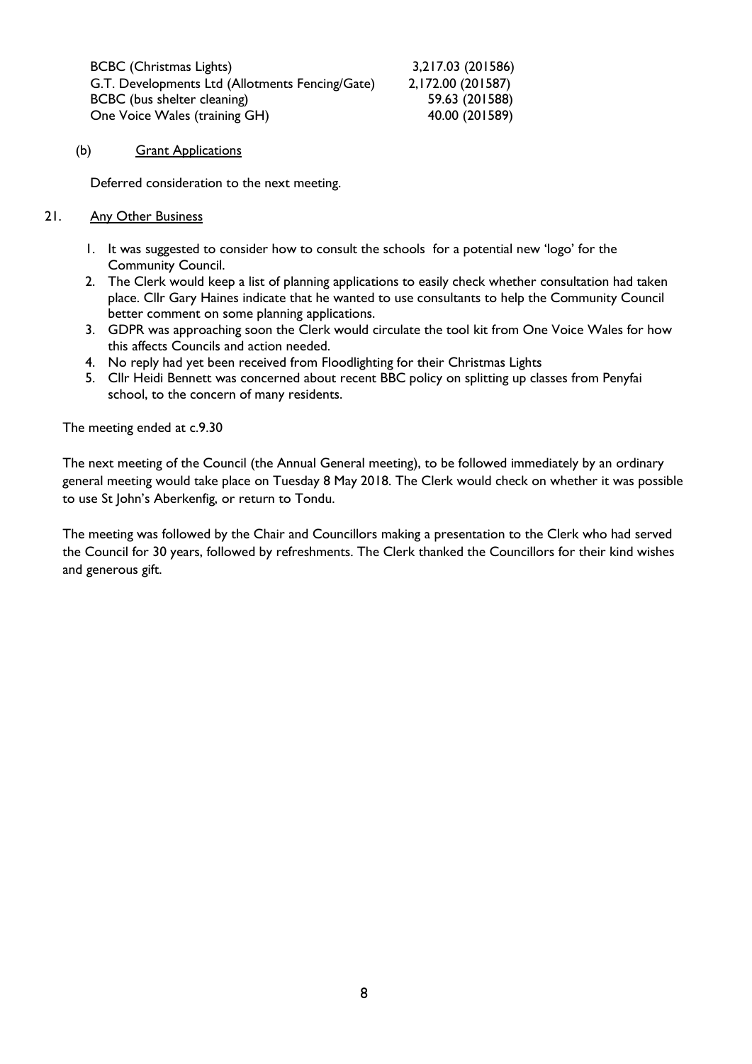| | |
|---|---|
| BCBC (Christmas Lights) | 3,217.03 (201586) |
| G.T. Developments Ltd (Allotments Fencing/Gate) | 2,172.00 (201587) |
| BCBC (bus shelter cleaning) | 59.63 (201588) |
| One Voice Wales (training GH) | 40.00 (201589) |

(b) Grant Applications

Deferred consideration to the next meeting.

21. Any Other Business

1. It was suggested to consider how to consult the schools for a potential new 'logo' for the Community Council.
2. The Clerk would keep a list of planning applications to easily check whether consultation had taken place. Cllr Gary Haines indicate that he wanted to use consultants to help the Community Council better comment on some planning applications.
3. GDPR was approaching soon the Clerk would circulate the tool kit from One Voice Wales for how this affects Councils and action needed.
4. No reply had yet been received from Floodlighting for their Christmas Lights
5. Cllr Heidi Bennett was concerned about recent BBC policy on splitting up classes from Penyfai school, to the concern of many residents.

The meeting ended at c.9.30

The next meeting of the Council (the Annual General meeting), to be followed immediately by an ordinary general meeting would take place on Tuesday 8 May 2018. The Clerk would check on whether it was possible to use St John's Aberkenfig, or return to Tondu.

The meeting was followed by the Chair and Councillors making a presentation to the Clerk who had served the Council for 30 years, followed by refreshments. The Clerk thanked the Councillors for their kind wishes and generous gift.